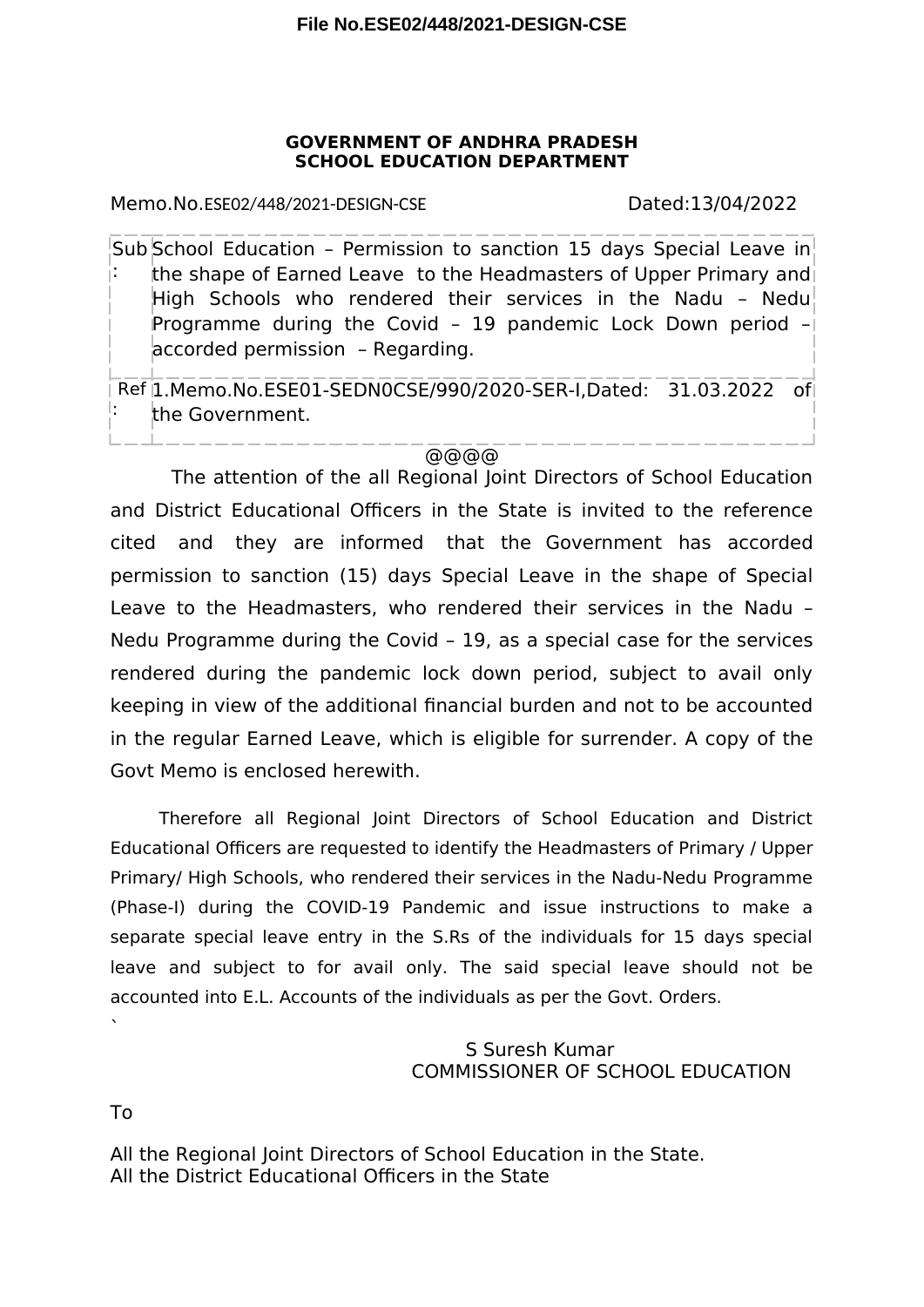**File No.ESE02/448/2021-DESIGN-CSE**

**GOVERNMENT OF ANDHRA PRADESH**
**SCHOOL EDUCATION DEPARTMENT**

Memo.No.ESE02/448/2021-DESIGN-CSE Dated:13/04/2022

| | |
|---|---|
| Sub: | School Education – Permission to sanction 15 days Special Leave in the shape of Earned Leave to the Headmasters of Upper Primary and High Schools who rendered their services in the Nadu – Nedu Programme during the Covid – 19 pandemic Lock Down period – accorded permission – Regarding. |
| Ref: | 1.Memo.No.ESE01-SEDN0CSE/990/2020-SER-I,Dated: 31.03.2022 of the Government. |

@@@@

The attention of the all Regional Joint Directors of School Education and District Educational Officers in the State is invited to the reference cited and they are informed that the Government has accorded permission to sanction (15) days Special Leave in the shape of Special Leave to the Headmasters, who rendered their services in the Nadu – Nedu Programme during the Covid – 19, as a special case for the services rendered during the pandemic lock down period, subject to avail only keeping in view of the additional financial burden and not to be accounted in the regular Earned Leave, which is eligible for surrender. A copy of the Govt Memo is enclosed herewith.

Therefore all Regional Joint Directors of School Education and District Educational Officers are requested to identify the Headmasters of Primary / Upper Primary/ High Schools, who rendered their services in the Nadu-Nedu Programme (Phase-I) during the COVID-19 Pandemic and issue instructions to make a separate special leave entry in the S.Rs of the individuals for 15 days special leave and subject to for avail only. The said special leave should not be accounted into E.L. Accounts of the individuals as per the Govt. Orders.

S Suresh Kumar
COMMISSIONER OF SCHOOL EDUCATION

To

All the Regional Joint Directors of School Education in the State.
All the District Educational Officers in the State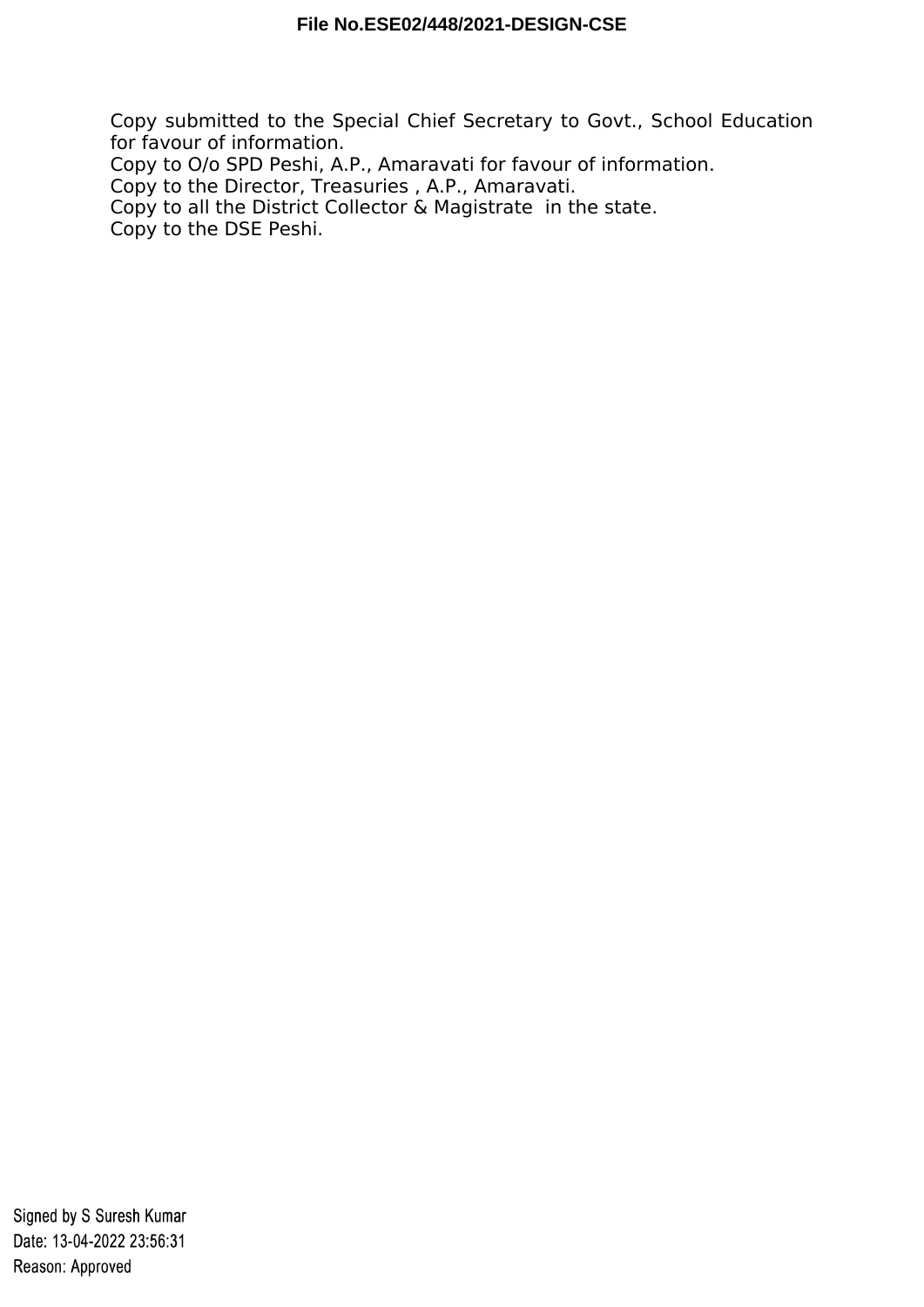Copy submitted to the Special Chief Secretary to Govt., School Education for favour of information.
Copy to O/o SPD Peshi, A.P., Amaravati for favour of information.
Copy to the Director, Treasuries , A.P., Amaravati.
Copy to all the District Collector & Magistrate in the state.
Copy to the DSE Peshi.

Signed by S Suresh Kumar
Date: 13-04-2022 23:56:31
Reason: Approved